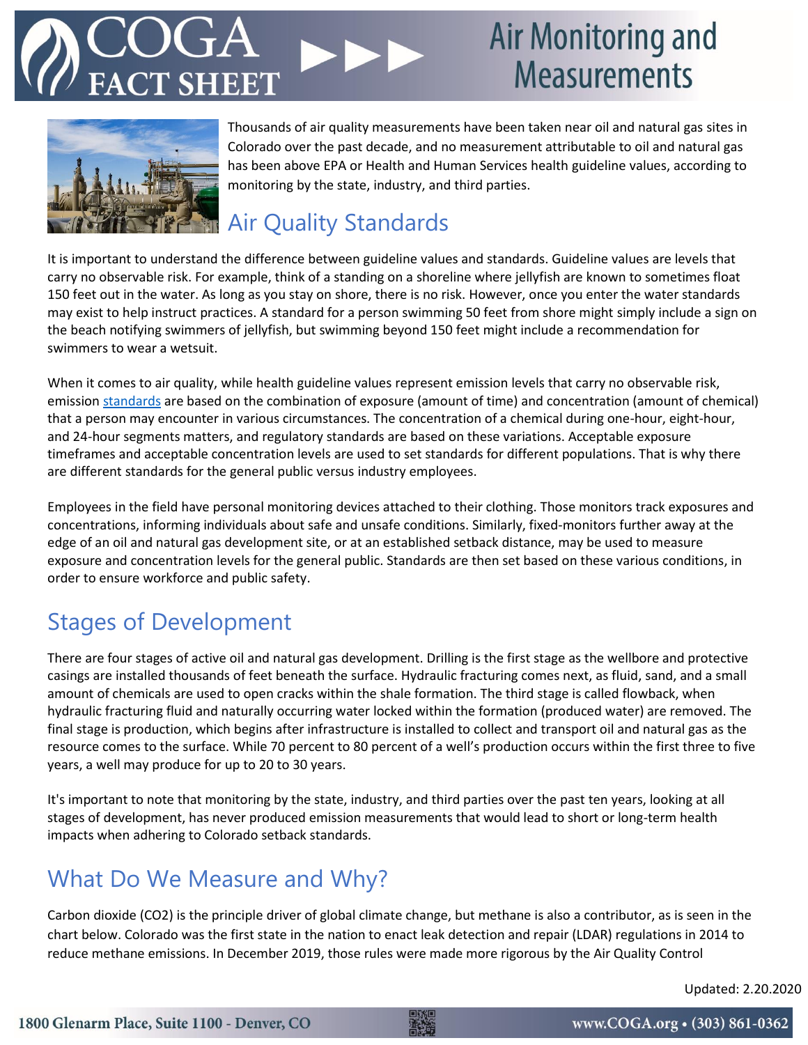# COGA FACT SHEET

# Air Monitoring and Measurements

Thousands of air quality measurements have been taken near oil and natural gas sites in Colorado over the past decade, and no measurement attributable to oil and natural gas has been above EPA or Health and Human Services health guideline values, according to monitoring by the state, industry, and third parties.

## Air Quality Standards

It is important to understand the difference between guideline values and standards. Guideline values are levels that carry no observable risk. For example, think of a standing on a shoreline where jellyfish are known to sometimes float 150 feet out in the water. As long as you stay on shore, there is no risk. However, once you enter the water standards may exist to help instruct practices. A standard for a person swimming 50 feet from shore might simply include a sign on the beach notifying swimmers of jellyfish, but swimming beyond 150 feet might include a recommendation for swimmers to wear a wetsuit.

When it comes to air quality, while health guideline values represent emission levels that carry no observable risk, emission standards are based on the combination of exposure (amount of time) and concentration (amount of chemical) that a person may encounter in various circumstances. The concentration of a chemical during one-hour, eight-hour, and 24-hour segments matters, and regulatory standards are based on these variations. Acceptable exposure timeframes and acceptable concentration levels are used to set standards for different populations. That is why there are different standards for the general public versus industry employees.

Employees in the field have personal monitoring devices attached to their clothing. Those monitors track exposures and concentrations, informing individuals about safe and unsafe conditions. Similarly, fixed-monitors further away at the edge of an oil and natural gas development site, or at an established setback distance, may be used to measure exposure and concentration levels for the general public. Standards are then set based on these various conditions, in order to ensure workforce and public safety.

## Stages of Development

There are four stages of active oil and natural gas development. Drilling is the first stage as the wellbore and protective casings are installed thousands of feet beneath the surface. Hydraulic fracturing comes next, as fluid, sand, and a small amount of chemicals are used to open cracks within the shale formation. The third stage is called flowback, when hydraulic fracturing fluid and naturally occurring water locked within the formation (produced water) are removed. The final stage is production, which begins after infrastructure is installed to collect and transport oil and natural gas as the resource comes to the surface. While 70 percent to 80 percent of a well's production occurs within the first three to five years, a well may produce for up to 20 to 30 years.

It's important to note that monitoring by the state, industry, and third parties over the past ten years, looking at all stages of development, has never produced emission measurements that would lead to short or long-term health impacts when adhering to Colorado setback standards.

## What Do We Measure and Why?

Carbon dioxide ($CO_2$) is the principle driver of global climate change, but methane is also a contributor, as is seen in the chart below. Colorado was the first state in the nation to enact leak detection and repair (LDAR) regulations in 2014 to reduce methane emissions. In December 2019, those rules were made more rigorous by the Air Quality Control

Updated: 2.20.2020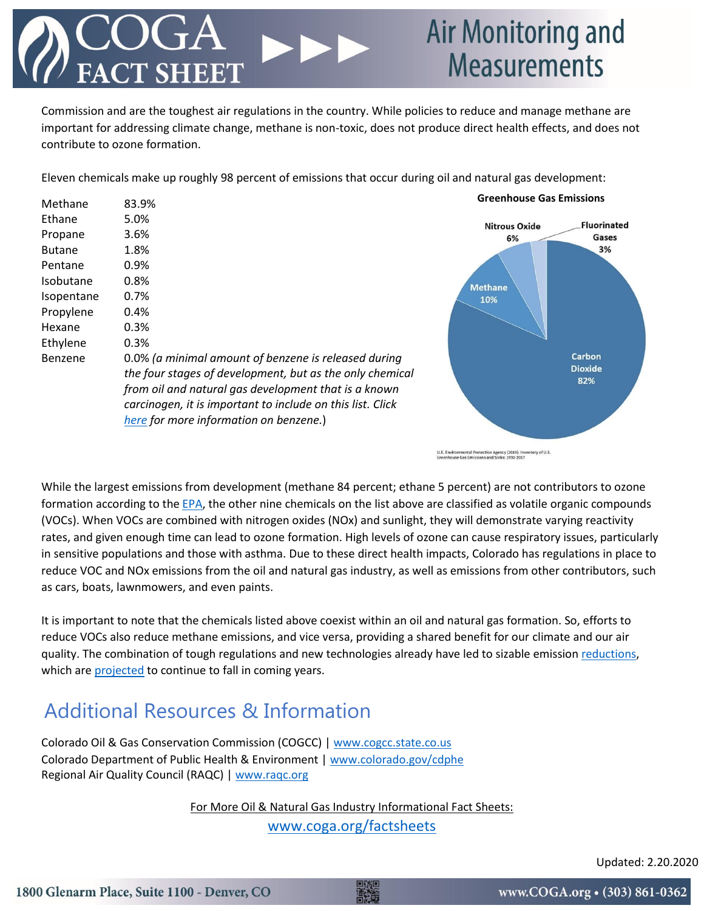Commission and are the toughest air regulations in the country. While policies to reduce and manage methane are important for addressing climate change, methane is non-toxic, does not produce direct health effects, and does not contribute to ozone formation.

Eleven chemicals make up roughly 98 percent of emissions that occur during oil and natural gas development:

| | |
|---|---|
| Methane | 83.9% |
| Ethane | 5.0% |
| Propane | 3.6% |
| Butane | 1.8% |
| Pentane | 0.9% |
| Isobutane | 0.8% |
| Isopentane | 0.7% |
| Propylene | 0.4% |
| Hexane | 0.3% |
| Ethylene | 0.3% |
| Benzene | 0.0% *(a minimal amount of benzene is released during the four stages of development, but as the only chemical from oil and natural gas development that is a known carcinogen, it is important to include on this list. Click here for more information on benzene.)* |

**Greenhouse Gas Emissions**

Nitrous Oxide 6%

Fluorinated Gases 3%

Methane 10%

Carbon Dioxide 82%

U.S. Environmental Protection Agency (2019). Inventory of U.S. Greenhouse Gas Emissions and Sinks: 1990-2017

While the largest emissions from development (methane 84 percent; ethane 5 percent) are not contributors to ozone formation according to the EPA, the other nine chemicals on the list above are classified as volatile organic compounds (VOCs). When VOCs are combined with nitrogen oxides (NOx) and sunlight, they will demonstrate varying reactivity rates, and given enough time can lead to ozone formation. High levels of ozone can cause respiratory issues, particularly in sensitive populations and those with asthma. Due to these direct health impacts, Colorado has regulations in place to reduce VOC and NOx emissions from the oil and natural gas industry, as well as emissions from other contributors, such as cars, boats, lawnmowers, and even paints.

It is important to note that the chemicals listed above coexist within an oil and natural gas formation. So, efforts to reduce VOCs also reduce methane emissions, and vice versa, providing a shared benefit for our climate and our air quality. The combination of tough regulations and new technologies already have led to sizable emission reductions, which are projected to continue to fall in coming years.

## Additional Resources & Information

Colorado Oil & Gas Conservation Commission (COGCC) | www.cogcc.state.co.us
Colorado Department of Public Health & Environment | www.colorado.gov/cdphe
Regional Air Quality Council (RAQC) | www.raqc.org

For More Oil & Natural Gas Industry Informational Fact Sheets:
www.coga.org/factsheets

Updated: 2.20.2020